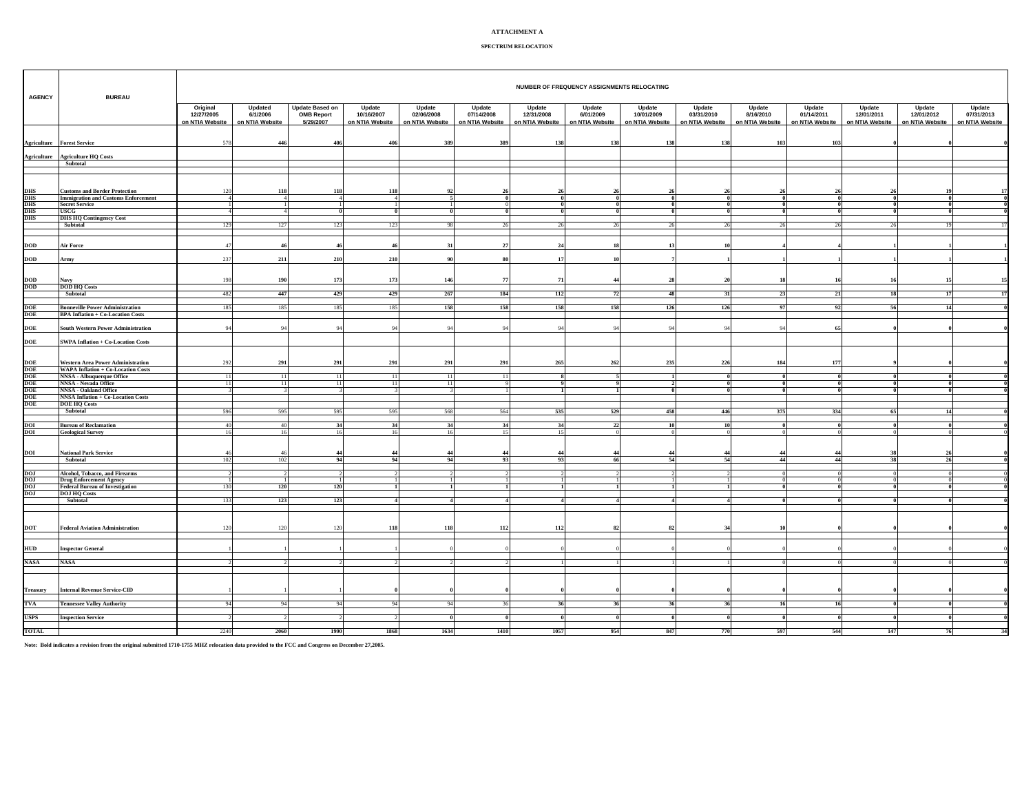**ATTACHMENT A**

**SPECTRUM RELOCATION**

| AGENCY | BUREAU | NUMBER OF FREQUENCY ASSIGNMENTS RELOCATING | | | | | | | | | | | | | | |
|---|---|---|---|---|---|---|---|---|---|---|---|---|---|---|---|---|
| | | Original 12/27/2005 on NTIA Website | Updated 6/1/2006 on NTIA Website | Update Based on OMB Report 5/29/2007 | Update 10/16/2007 on NTIA Website | Update 02/06/2008 on NTIA Website | Update 07/14/2008 on NTIA Website | Update 12/31/2008 on NTIA Website | Update 6/01/2009 on NTIA Website | Update 10/01/2009 on NTIA Website | Update 03/31/2010 on NTIA Website | Update 8/16/2010 on NTIA Website | Update 01/14/2011 on NTIA Website | Update 12/01/2011 on NTIA Website | Update 12/01/2012 on NTIA Website | Update 07/31/2013 on NTIA Website |
| Agriculture | Forest Service | 578 | 446 | 406 | 406 | 389 | 389 | 138 | 138 | 138 | 138 | 103 | 103 | 0 | 0 | 0 |
| Agriculture | Agriculture HQ Costs | | | | | | | | | | | | | | | |
| | Subtotal | | | | | | | | | | | | | | | |
| DHS | Customs and Border Protection | 120 | 118 | 118 | 118 | 92 | 26 | 26 | 26 | 26 | 26 | 26 | 26 | 26 | 19 | 17 |
| DHS | Immigration and Customs Enforcement | 4 | 4 | 4 | 4 | 5 | 0 | 0 | 0 | 0 | 0 | 0 | 0 | 0 | 0 | 0 |
| DHS | Secret Service | 1 | 1 | 1 | 1 | 1 | 0 | 0 | 0 | 0 | 0 | 0 | 0 | 0 | 0 | 0 |
| DHS | USCG | 4 | 4 | 0 | 0 | 0 | 0 | 0 | 0 | 0 | 0 | 0 | 0 | 0 | 0 | 0 |
| DHS | DHS HQ Contingency Cost | | | | | | | | | | | | | | | |
| | Subtotal | 129 | 127 | 123 | 123 | 98 | 26 | 26 | 26 | 26 | 26 | 26 | 26 | 26 | 19 | 17 |
| DOD | Air Force | 47 | 46 | 46 | 46 | 31 | 27 | 24 | 18 | 13 | 10 | 4 | 4 | 1 | 1 | 1 |
| DOD | Army | 237 | 211 | 210 | 210 | 90 | 80 | 17 | 10 | 7 | 1 | 1 | 1 | 1 | 1 | 1 |
| DOD | Navy | 198 | 190 | 173 | 173 | 146 | 77 | 71 | 44 | 28 | 20 | 18 | 16 | 16 | 15 | 15 |
| DOD | DOD HQ Costs | | | | | | | | | | | | | | | |
| | Subtotal | 482 | 447 | 429 | 429 | 267 | 184 | 112 | 72 | 48 | 31 | 23 | 21 | 18 | 17 | 17 |
| DOE | Bonneville Power Administration | 185 | 185 | 185 | 185 | 158 | 158 | 158 | 158 | 126 | 126 | 97 | 92 | 56 | 14 | 0 |
| DOE | BPA Inflation + Co-Location Costs | | | | | | | | | | | | | | | |
| DOE | South Western Power Administration | 94 | 94 | 94 | 94 | 94 | 94 | 94 | 94 | 94 | 94 | 94 | 65 | 0 | 0 | 0 |
| DOE | SWPA Inflation + Co-Location Costs | | | | | | | | | | | | | | | |
| DOE | Western Area Power Administration | 292 | 291 | 291 | 291 | 291 | 291 | 265 | 262 | 235 | 226 | 184 | 177 | 9 | 0 | 0 |
| DOE | WAPA Inflation + Co-Location Costs | | | | | | | | | | | | | | | |
| DOE | NNSA - Albuquerque Office | 11 | 11 | 11 | 11 | 11 | 11 | 8 | 5 | 1 | 0 | 0 | 0 | 0 | 0 | 0 |
| DOE | NNSA - Nevada Office | 11 | 11 | 11 | 11 | 11 | 9 | 9 | 9 | 2 | 0 | 0 | 0 | 0 | 0 | 0 |
| DOE | NNSA - Oakland Office | 3 | 3 | 3 | 3 | 3 | 1 | 1 | 1 | 0 | 0 | 0 | 0 | 0 | 0 | 0 |
| DOE | NNSA Inflation + Co-Location Costs | | | | | | | | | | | | | | | |
| DOE | DOE HQ Costs | | | | | | | | | | | | | | | |
| | Subtotal | 596 | 595 | 595 | 595 | 568 | 564 | 535 | 529 | 458 | 446 | 375 | 334 | 65 | 14 | 0 |
| DOI | Bureau of Reclamation | 40 | 40 | 34 | 34 | 34 | 34 | 34 | 22 | 10 | 10 | 0 | 0 | 0 | 0 | 0 |
| DOI | Geological Survey | 16 | 16 | 16 | 16 | 16 | 15 | 15 | 0 | 0 | 0 | 0 | 0 | 0 | 0 | 0 |
| DOI | National Park Service | 46 | 46 | 44 | 44 | 44 | 44 | 44 | 44 | 44 | 44 | 44 | 44 | 38 | 26 | 0 |
| | Subtotal | 102 | 102 | 94 | 94 | 94 | 93 | 93 | 66 | 54 | 54 | 44 | 44 | 38 | 26 | 0 |
| DOJ | Alcohol, Tobacco, and Firearms | 2 | 2 | 2 | 2 | 2 | 2 | 2 | 2 | 2 | 2 | 0 | 0 | 0 | 0 | 0 |
| DOJ | Drug Enforcement Agency | 1 | 1 | 1 | 1 | 1 | 1 | 1 | 1 | 1 | 1 | 0 | 0 | 0 | 0 | 0 |
| DOJ | Federal Bureau of Investigation | 130 | 120 | 120 | 1 | 1 | 1 | 1 | 1 | 1 | 1 | 0 | 0 | 0 | 0 | 0 |
| DOJ | DOJ HQ Costs | | | | | | | | | | | | | | | |
| | Subtotal | 133 | 123 | 123 | 4 | 4 | 4 | 4 | 4 | 4 | 4 | 0 | 0 | 0 | 0 | 0 |
| DOT | Federal Aviation Administration | 120 | 120 | 120 | 118 | 118 | 112 | 112 | 82 | 82 | 34 | 10 | 0 | 0 | 0 | 0 |
| HUD | Inspector General | 1 | 1 | 1 | 1 | 0 | 0 | 0 | 0 | 0 | 0 | 0 | 0 | 0 | 0 | 0 |
| NASA | NASA | 2 | 2 | 2 | 2 | 2 | 2 | 1 | 1 | 1 | 1 | 0 | 0 | 0 | 0 | 0 |
| Treasury | Internal Revenue Service-CID | 1 | 1 | 1 | 0 | 0 | 0 | 0 | 0 | 0 | 0 | 0 | 0 | 0 | 0 | 0 |
| TVA | Tennessee Valley Authority | 94 | 94 | 94 | 94 | 94 | 36 | 36 | 36 | 36 | 36 | 16 | 16 | 0 | 0 | 0 |
| USPS | Inspection Service | 2 | 2 | 2 | 2 | 0 | 0 | 0 | 0 | 0 | 0 | 0 | 0 | 0 | 0 | 0 |
| TOTAL | | 2240 | 2060 | 1990 | 1868 | 1634 | 1410 | 1057 | 954 | 847 | 770 | 597 | 544 | 147 | 76 | 34 |

**Note: Bold indicates a revision from the original submitted 1710-1755 MHZ relocation data provided to the FCC and Congress on December 27,2005.**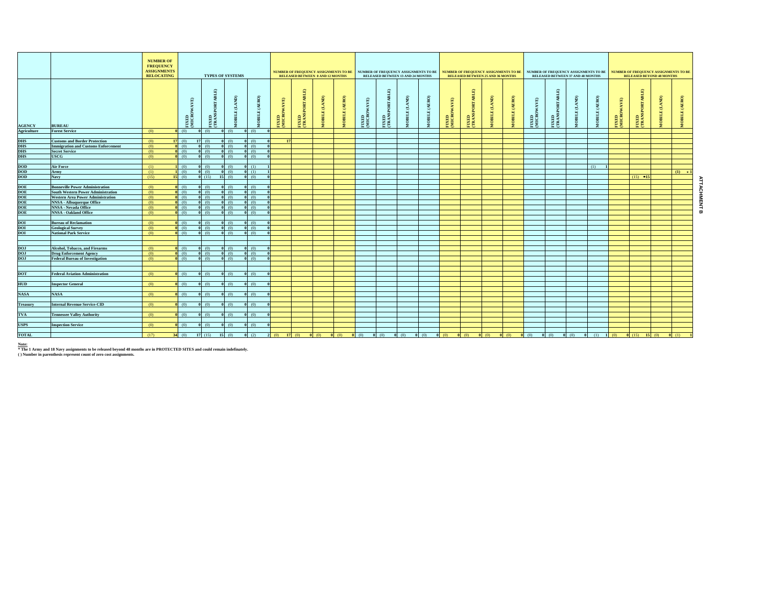| | | NUMBER OF FREQUENCY ASSIGNMENTS RELOCATING | TYPES OF SYSTEMS | | | | NUMBER OF FREQUENCY ASSIGNMENTS TO BE RELEASED BETWEEN 0 AND 12 MONTHS | | | | NUMBER OF FREQUENCY ASSIGNMENTS TO BE RELEASED BETWEEN 13 AND 24 MONTHS | | | | NUMBER OF FREQUENCY ASSIGNMENTS TO BE RELEASED BETWEEN 25 AND 36 MONTHS | | | | NUMBER OF FREQUENCY ASSIGNMENTS TO BE RELEASED BETWEEN 37 AND 48 MONTHS | | | | NUMBER OF FREQUENCY ASSIGNMENTS TO BE RELEASED BEYOND 48 MONTHS | | | |
|---|---|---|---|---|---|---|---|---|---|---|---|---|---|---|---|---|---|---|---|---|---|---|---|---|---|---|
| AGENCY | BUREAU | | FIXED (MICROWAVE) | FIXED (TRANSPORTABLE) | MOBILE (LAND) | MOBILE (AERO) | FIXED (MICROWAVE) | FIXED (TRANSPORTABLE) | MOBILE (LAND) | MOBILE (AERO) | FIXED (MICROWAVE) | FIXED (TRANSPORTABLE) | MOBILE (LAND) | MOBILE (AERO) | FIXED (MICROWAVE) | FIXED (TRANSPORTABLE) | MOBILE (LAND) | MOBILE (AERO) | FIXED (MICROWAVE) | FIXED (TRANSPORTABLE) | MOBILE (LAND) | MOBILE (AERO) | FIXED (MICROWAVE) | FIXED (TRANSPORTABLE) | MOBILE (LAND) | MOBILE (AERO) |
| Agriculture | Forest Service | (0) 0 | (0) 0 | (0) 0 | (0) 0 | (0) 0 | | | | | | | | | | | | | | | | | | | | |
| DHS | Customs and Border Protection | (0) 17 | (0) 17 | (0) 0 | (0) 0 | (0) 0 | 17 | | | | | | | | | | | | | | | | | | | |
| DHS | Immigration and Customs Enforcement | (0) 0 | (0) 0 | (0) 0 | (0) 0 | (0) 0 | | | | | | | | | | | | | | | | | | | | |
| DHS | Secret Service | (0) 0 | (0) 0 | (0) 0 | (0) 0 | (0) 0 | | | | | | | | | | | | | | | | | | | | |
| DHS | USCG | (0) 0 | (0) 0 | (0) 0 | (0) 0 | (0) 0 | | | | | | | | | | | | | | | | | | | | |
| DOD | Air Force | (1) 1 | (0) 0 | (0) 0 | (0) 0 | (1) 1 | | | | | | | | | | | | | | | | (1) 1 | | | | |
| DOD | Army | (1) 1 | (0) 0 | (0) 0 | (0) 0 | (1) 1 | | | | | | | | | | | | | | | | | | | | (1) *1 |
| DOD | Navy | (15) 15 | (0) 0 | (15) 15 | (0) 0 | (0) 0 | | | | | | | | | | | | | | | | | | (15) *15 | | |
| DOE | Bonneville Power Administration | (0) 0 | (0) 0 | (0) 0 | (0) 0 | (0) 0 | | | | | | | | | | | | | | | | | | | | |
| DOE | South Western Power Administration | (0) 0 | (0) 0 | (0) 0 | (0) 0 | (0) 0 | | | | | | | | | | | | | | | | | | | | |
| DOE | Western Area Power Administration | (0) 0 | (0) 0 | (0) 0 | (0) 0 | (0) 0 | | | | | | | | | | | | | | | | | | | | |
| DOE | NNSA - Albuquerque Office | (0) 0 | (0) 0 | (0) 0 | (0) 0 | (0) 0 | | | | | | | | | | | | | | | | | | | | |
| DOE | NNSA - Nevada Office | (0) 0 | (0) 0 | (0) 0 | (0) 0 | (0) 0 | | | | | | | | | | | | | | | | | | | | |
| DOE | NNSA - Oakland Office | (0) 0 | (0) 0 | (0) 0 | (0) 0 | (0) 0 | | | | | | | | | | | | | | | | | | | | |
| DOI | Bureau of Reclamation | (0) 0 | (0) 0 | (0) 0 | (0) 0 | (0) 0 | | | | | | | | | | | | | | | | | | | | |
| DOI | Geological Survey | (0) 0 | (0) 0 | (0) 0 | (0) 0 | (0) 0 | | | | | | | | | | | | | | | | | | | | |
| DOI | National Park Service | (0) 0 | (0) 0 | (0) 0 | (0) 0 | (0) 0 | | | | | | | | | | | | | | | | | | | | |
| DOJ | Alcohol, Tobacco, and Firearms | (0) 0 | (0) 0 | (0) 0 | (0) 0 | (0) 0 | | | | | | | | | | | | | | | | | | | | |
| DOJ | Drug Enforcement Agency | (0) 0 | (0) 0 | (0) 0 | (0) 0 | (0) 0 | | | | | | | | | | | | | | | | | | | | |
| DOJ | Federal Bureau of Investigation | (0) 0 | (0) 0 | (0) 0 | (0) 0 | (0) 0 | | | | | | | | | | | | | | | | | | | | |
| DOT | Federal Aviation Administration | (0) 0 | (0) 0 | (0) 0 | (0) 0 | (0) 0 | | | | | | | | | | | | | | | | | | | | |
| HUD | Inspector General | (0) 0 | (0) 0 | (0) 0 | (0) 0 | (0) 0 | | | | | | | | | | | | | | | | | | | | |
| NASA | NASA | (0) 0 | (0) 0 | (0) 0 | (0) 0 | (0) 0 | | | | | | | | | | | | | | | | | | | | |
| Treasury | Internal Revenue Service-CID | (0) 0 | (0) 0 | (0) 0 | (0) 0 | (0) 0 | | | | | | | | | | | | | | | | | | | | |
| TVA | Tennessee Valley Authority | (0) 0 | (0) 0 | (0) 0 | (0) 0 | (0) 0 | | | | | | | | | | | | | | | | | | | | |
| USPS | Inspection Service | (0) 0 | (0) 0 | (0) 0 | (0) 0 | (0) 0 | | | | | | | | | | | | | | | | | | | | |
| TOTAL | | (17) 34 | (0) 17 | (15) 15 | (0) 0 | (2) 2 | (0) 17 | (0) 0 | (0) 0 | (0) 0 | (0) 0 | (0) 0 | (0) 0 | (0) 0 | (0) 0 | (0) 0 | (0) 0 | (0) 0 | (0) 0 | (0) 0 | (0) 0 | (1) 1 | (0) 0 | (15) 15 | (0) 0 | (1) 1 |

**Note:**
**\* The 1 Army and 18 Navy assignments to be released beyond 48 months are in PROTECTED SITES and could remain indefinately.**
**( ) Number in parenthesis represent count of zero cost assignments.**

ATTACHMENT B